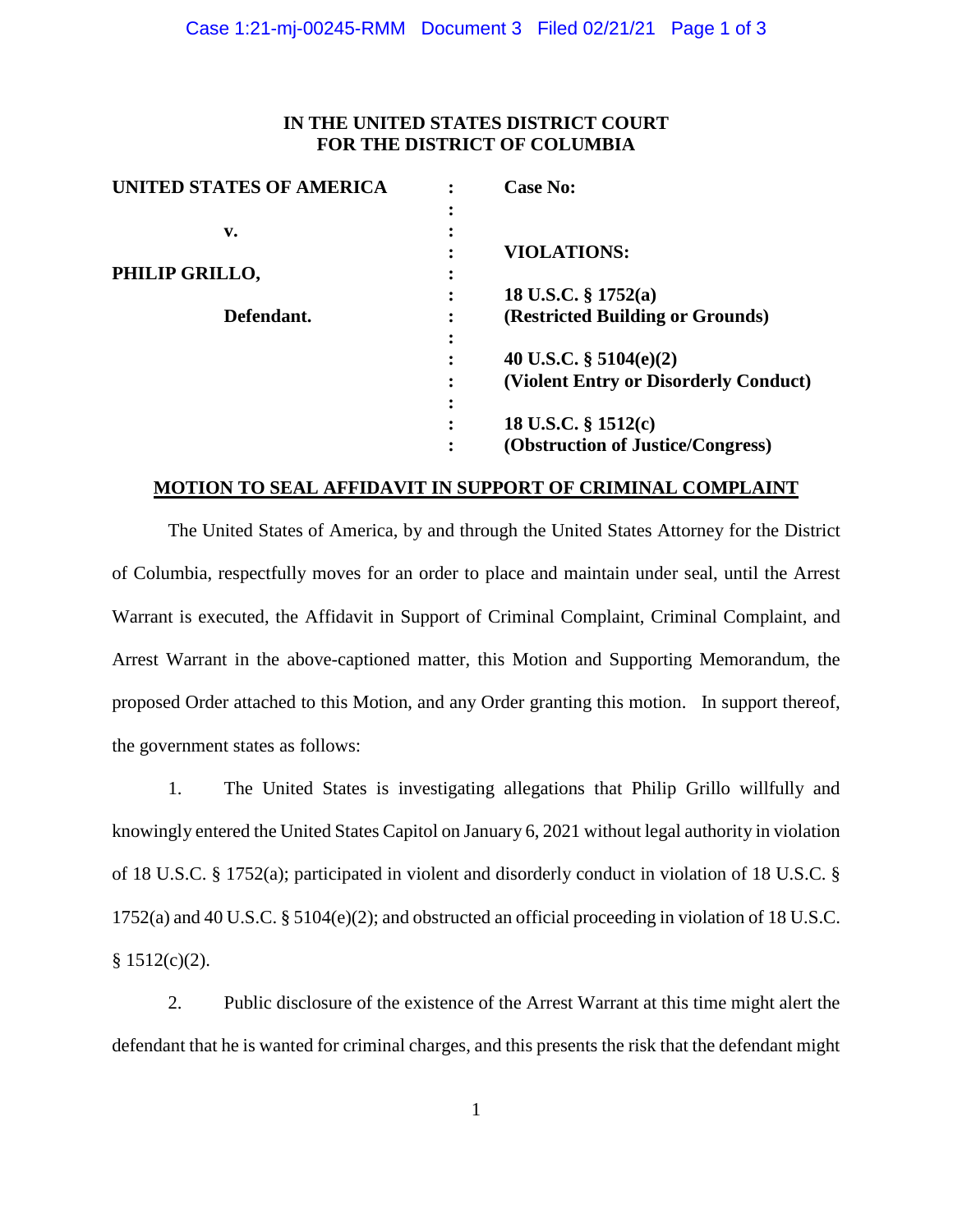**IN THE UNITED STATES DISTRICT COURT**
**FOR THE DISTRICT OF COLUMBIA**

| | | |
|---|---|---|
| **UNITED STATES OF AMERICA** | : | **Case No:** |
| | : | |
| **v.** | : | |
| | : | **VIOLATIONS:** |
| **PHILIP GRILLO,** | : | |
| | : | **18 U.S.C. § 1752(a)** |
| **Defendant.** | : | **(Restricted Building or Grounds)** |
| | : | |
| | : | **40 U.S.C. § 5104(e)(2)** |
| | : | **(Violent Entry or Disorderly Conduct)** |
| | : | |
| | : | **18 U.S.C. § 1512(c)** |
| | : | **(Obstruction of Justice/Congress)** |

**MOTION TO SEAL AFFIDAVIT IN SUPPORT OF CRIMINAL COMPLAINT**

The United States of America, by and through the United States Attorney for the District of Columbia, respectfully moves for an order to place and maintain under seal, until the Arrest Warrant is executed, the Affidavit in Support of Criminal Complaint, Criminal Complaint, and Arrest Warrant in the above-captioned matter, this Motion and Supporting Memorandum, the proposed Order attached to this Motion, and any Order granting this motion. In support thereof, the government states as follows:

1. The United States is investigating allegations that Philip Grillo willfully and knowingly entered the United States Capitol on January 6, 2021 without legal authority in violation of 18 U.S.C. § 1752(a); participated in violent and disorderly conduct in violation of 18 U.S.C. § 1752(a) and 40 U.S.C. § 5104(e)(2); and obstructed an official proceeding in violation of 18 U.S.C. § 1512(c)(2).

2. Public disclosure of the existence of the Arrest Warrant at this time might alert the defendant that he is wanted for criminal charges, and this presents the risk that the defendant might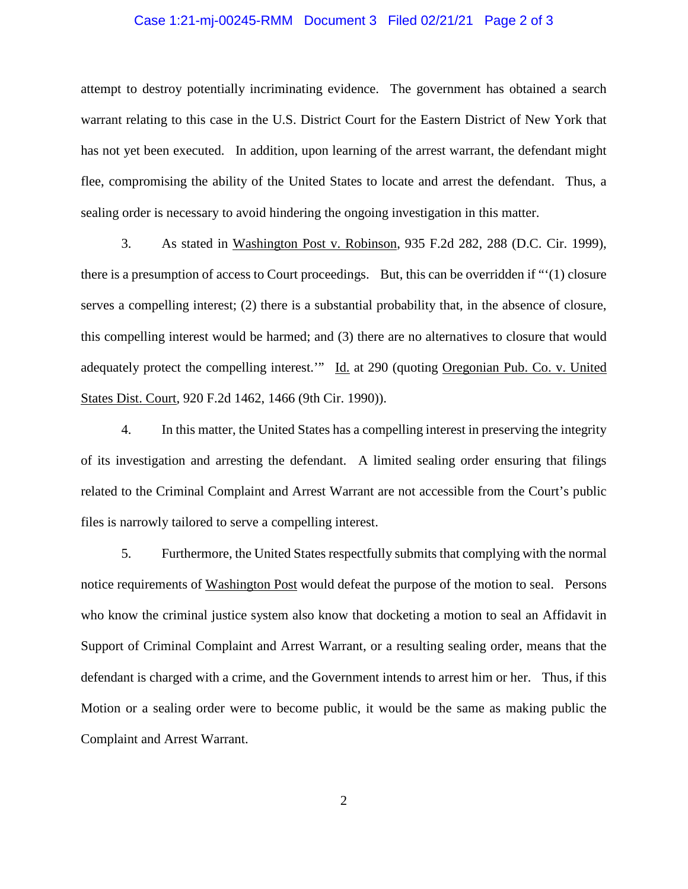attempt to destroy potentially incriminating evidence. The government has obtained a search warrant relating to this case in the U.S. District Court for the Eastern District of New York that has not yet been executed. In addition, upon learning of the arrest warrant, the defendant might flee, compromising the ability of the United States to locate and arrest the defendant. Thus, a sealing order is necessary to avoid hindering the ongoing investigation in this matter.

3. As stated in Washington Post v. Robinson, 935 F.2d 282, 288 (D.C. Cir. 1999), there is a presumption of access to Court proceedings. But, this can be overridden if "'(1) closure serves a compelling interest; (2) there is a substantial probability that, in the absence of closure, this compelling interest would be harmed; and (3) there are no alternatives to closure that would adequately protect the compelling interest.'" Id. at 290 (quoting Oregonian Pub. Co. v. United States Dist. Court, 920 F.2d 1462, 1466 (9th Cir. 1990)).

4. In this matter, the United States has a compelling interest in preserving the integrity of its investigation and arresting the defendant. A limited sealing order ensuring that filings related to the Criminal Complaint and Arrest Warrant are not accessible from the Court's public files is narrowly tailored to serve a compelling interest.

5. Furthermore, the United States respectfully submits that complying with the normal notice requirements of Washington Post would defeat the purpose of the motion to seal. Persons who know the criminal justice system also know that docketing a motion to seal an Affidavit in Support of Criminal Complaint and Arrest Warrant, or a resulting sealing order, means that the defendant is charged with a crime, and the Government intends to arrest him or her. Thus, if this Motion or a sealing order were to become public, it would be the same as making public the Complaint and Arrest Warrant.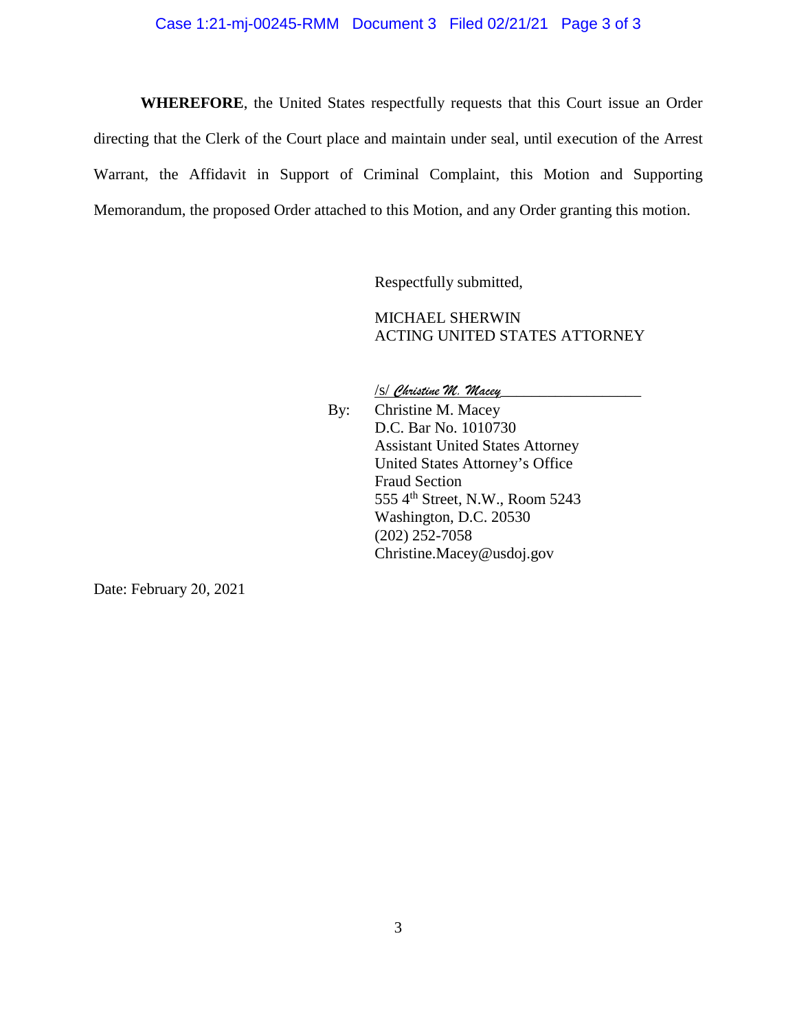**WHEREFORE**, the United States respectfully requests that this Court issue an Order directing that the Clerk of the Court place and maintain under seal, until execution of the Arrest Warrant, the Affidavit in Support of Criminal Complaint, this Motion and Supporting Memorandum, the proposed Order attached to this Motion, and any Order granting this motion.

Respectfully submitted,

MICHAEL SHERWIN
ACTING UNITED STATES ATTORNEY

/s/ *Christine M. Macey*

By: Christine M. Macey
D.C. Bar No. 1010730
Assistant United States Attorney
United States Attorney's Office
Fraud Section
555 4th Street, N.W., Room 5243
Washington, D.C. 20530
(202) 252-7058
Christine.Macey@usdoj.gov

Date: February 20, 2021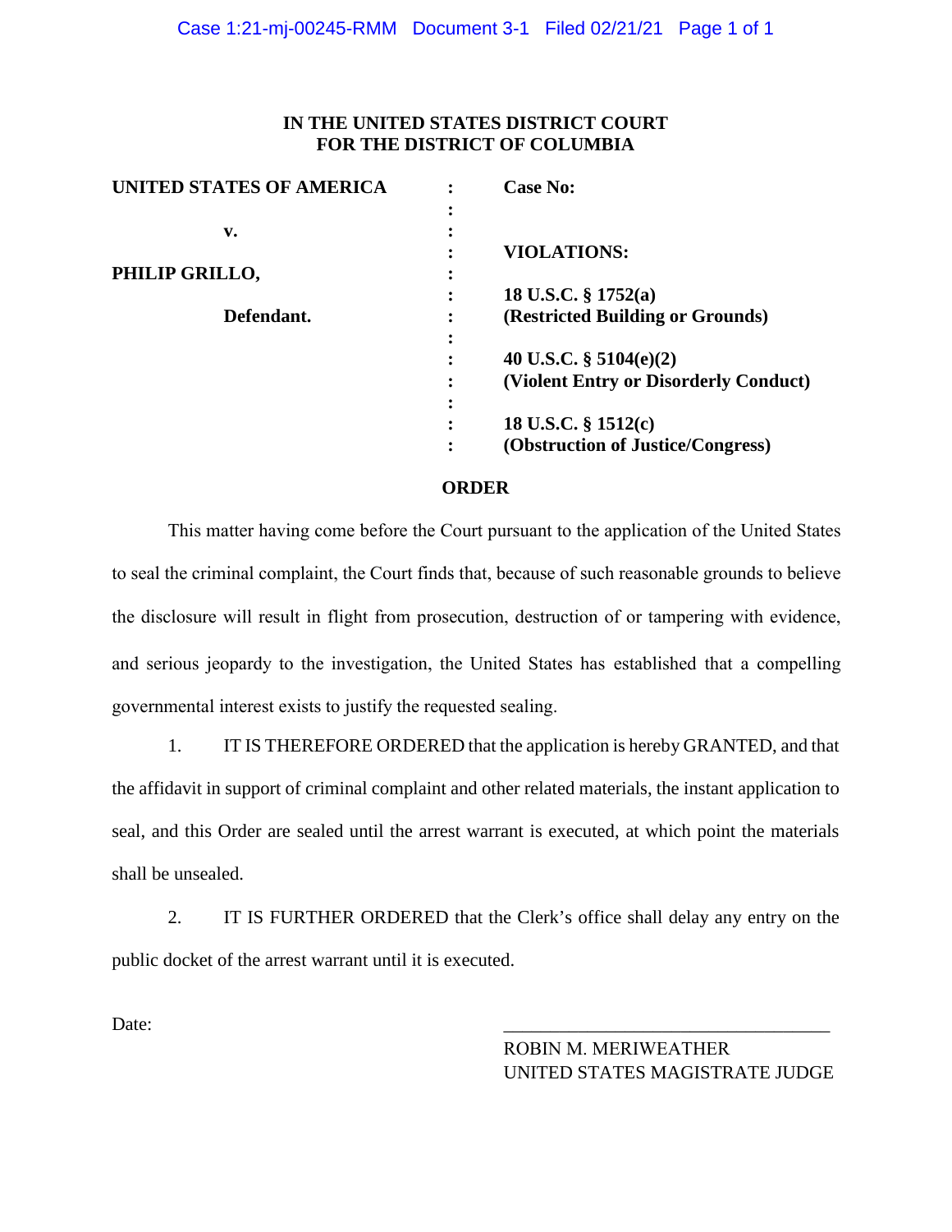**IN THE UNITED STATES DISTRICT COURT**
**FOR THE DISTRICT OF COLUMBIA**

| | | |
|---|---|---|
| **UNITED STATES OF AMERICA** | : | **Case No:** |
| | : | |
| **v.** | : | |
| | : | **VIOLATIONS:** |
| **PHILIP GRILLO,** | : | |
| | : | **18 U.S.C. § 1752(a)** |
| **Defendant.** | : | **(Restricted Building or Grounds)** |
| | : | |
| | : | **40 U.S.C. § 5104(e)(2)** |
| | : | **(Violent Entry or Disorderly Conduct)** |
| | : | |
| | : | **18 U.S.C. § 1512(c)** |
| | : | **(Obstruction of Justice/Congress)** |

**ORDER**

This matter having come before the Court pursuant to the application of the United States to seal the criminal complaint, the Court finds that, because of such reasonable grounds to believe the disclosure will result in flight from prosecution, destruction of or tampering with evidence, and serious jeopardy to the investigation, the United States has established that a compelling governmental interest exists to justify the requested sealing.

1. IT IS THEREFORE ORDERED that the application is hereby GRANTED, and that the affidavit in support of criminal complaint and other related materials, the instant application to seal, and this Order are sealed until the arrest warrant is executed, at which point the materials shall be unsealed.

2. IT IS FURTHER ORDERED that the Clerk's office shall delay any entry on the public docket of the arrest warrant until it is executed.

Date:

\_\_\_\_\_\_\_\_\_\_\_\_\_\_\_\_\_\_\_\_\_\_\_\_\_\_\_\_\_\_\_\_\_\_\_\_

ROBIN M. MERIWEATHER
UNITED STATES MAGISTRATE JUDGE